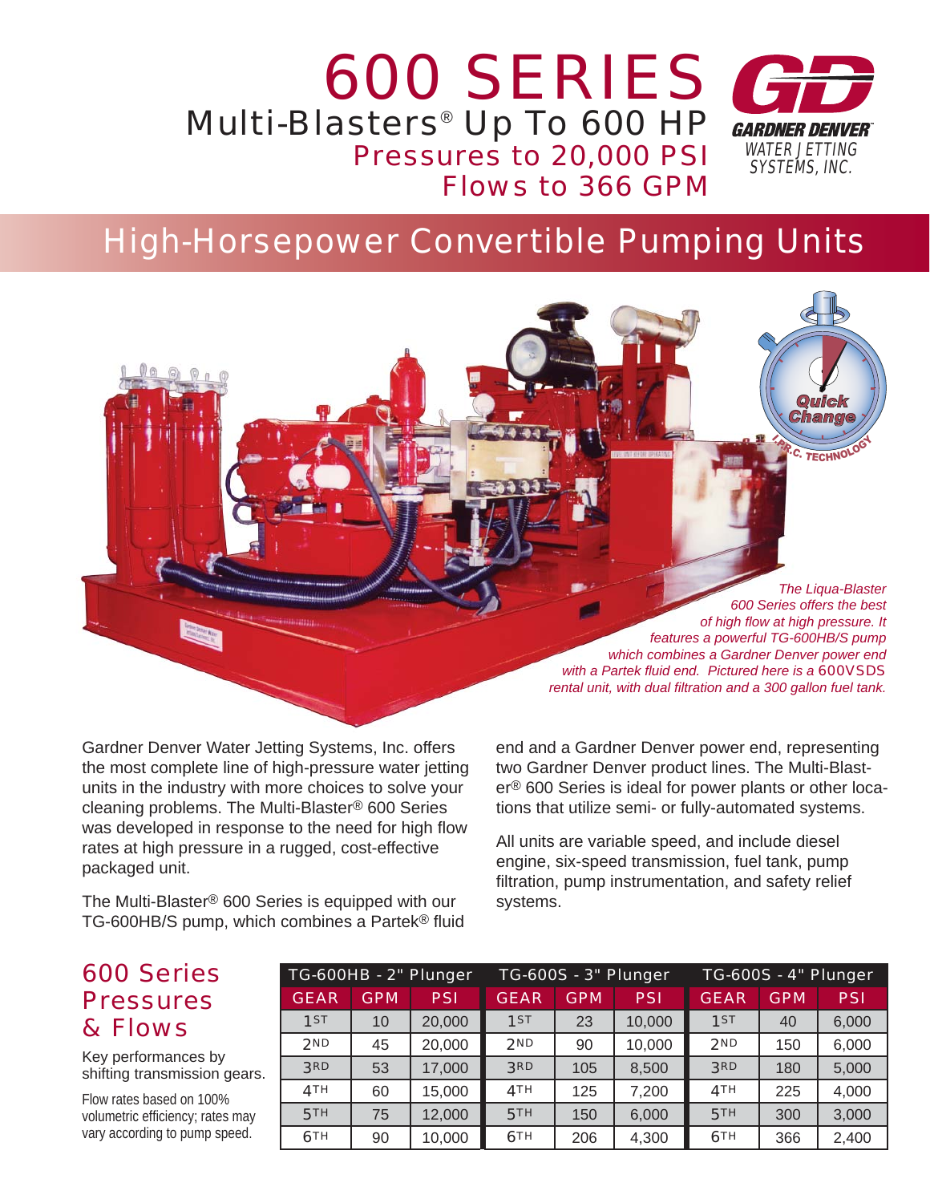# 600 SERIES

## Multi-Blasters® Up To 600 HP

**Pressures to 20,000 PSI**
**Flows to 366 GPM**

GARDNER DENVER
WATER JETTING SYSTEMS, INC.

## High-Horsepower Convertible Pumping Units

*The Liqua-Blaster 600 Series offers the best of high flow at high pressure. It features a powerful TG-600HB/S pump which combines a Gardner Denver power end with a Partek fluid end. Pictured here is a 600VSDS rental unit, with dual filtration and a 300 gallon fuel tank.*

Gardner Denver Water Jetting Systems, Inc. offers the most complete line of high-pressure water jetting units in the industry with more choices to solve your cleaning problems. The Multi-Blaster® 600 Series was developed in response to the need for high flow rates at high pressure in a rugged, cost-effective packaged unit.

The Multi-Blaster® 600 Series is equipped with our TG-600HB/S pump, which combines a Partek® fluid end and a Gardner Denver power end, representing two Gardner Denver product lines. The Multi-Blaster® 600 Series is ideal for power plants or other locations that utilize semi- or fully-automated systems.

All units are variable speed, and include diesel engine, six-speed transmission, fuel tank, pump filtration, pump instrumentation, and safety relief systems.

## 600 Series Pressures & Flows

Key performances by shifting transmission gears.

Flow rates based on 100% volumetric efficiency; rates may vary according to pump speed.

| TG-600HB - 2" Plunger | | | TG-600S - 3" Plunger | | | TG-600S - 4" Plunger | | |
|---|---|---|---|---|---|---|---|---|
| GEAR | GPM | PSI | GEAR | GPM | PSI | GEAR | GPM | PSI |
| 1ST | 10 | 20,000 | 1ST | 23 | 10,000 | 1ST | 40 | 6,000 |
| 2ND | 45 | 20,000 | 2ND | 90 | 10,000 | 2ND | 150 | 6,000 |
| 3RD | 53 | 17,000 | 3RD | 105 | 8,500 | 3RD | 180 | 5,000 |
| 4TH | 60 | 15,000 | 4TH | 125 | 7,200 | 4TH | 225 | 4,000 |
| 5TH | 75 | 12,000 | 5TH | 150 | 6,000 | 5TH | 300 | 3,000 |
| 6TH | 90 | 10,000 | 6TH | 206 | 4,300 | 6TH | 366 | 2,400 |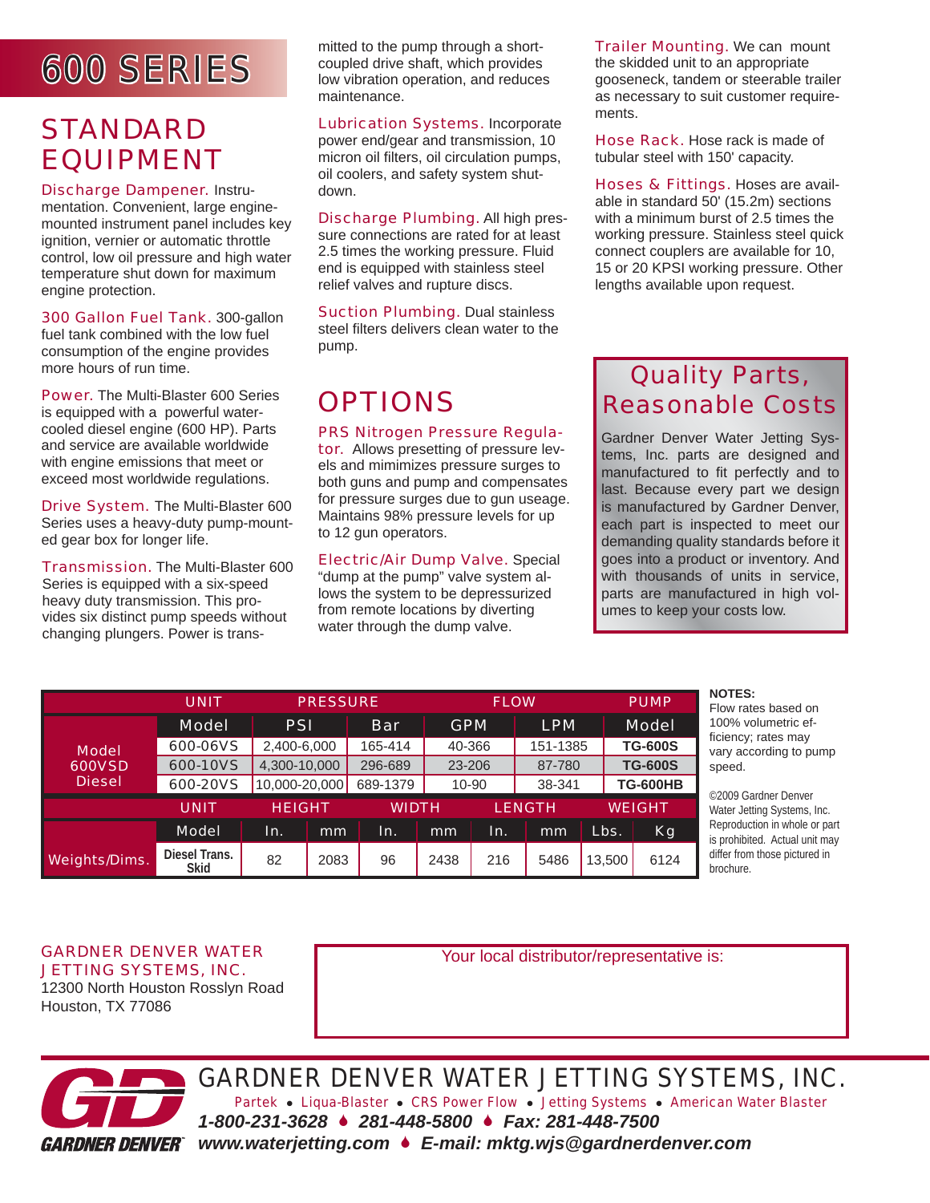# 600 SERIES

## STANDARD EQUIPMENT

**Discharge Dampener.** Instrumentation. Convenient, large engine-mounted instrument panel includes key ignition, vernier or automatic throttle control, low oil pressure and high water temperature shut down for maximum engine protection.

**300 Gallon Fuel Tank.** 300-gallon fuel tank combined with the low fuel consumption of the engine provides more hours of run time.

**Power.** The Multi-Blaster 600 Series is equipped with a powerful water-cooled diesel engine (600 HP). Parts and service are available worldwide with engine emissions that meet or exceed most worldwide regulations.

**Drive System.** The Multi-Blaster 600 Series uses a heavy-duty pump-mounted gear box for longer life.

**Transmission.** The Multi-Blaster 600 Series is equipped with a six-speed heavy duty transmission. This provides six distinct pump speeds without changing plungers. Power is transmitted to the pump through a short-coupled drive shaft, which provides low vibration operation, and reduces maintenance.

**Lubrication Systems.** Incorporate power end/gear and transmission, 10 micron oil filters, oil circulation pumps, oil coolers, and safety system shutdown.

**Discharge Plumbing.** All high pressure connections are rated for at least 2.5 times the working pressure. Fluid end is equipped with stainless steel relief valves and rupture discs.

**Suction Plumbing.** Dual stainless steel filters delivers clean water to the pump.

## OPTIONS

**PRS Nitrogen Pressure Regulator.** Allows presetting of pressure levels and mimimizes pressure surges to both guns and pump and compensates for pressure surges due to gun useage. Maintains 98% pressure levels for up to 12 gun operators.

**Electric/Air Dump Valve.** Special "dump at the pump" valve system allows the system to be depressurized from remote locations by diverting water through the dump valve.

**Trailer Mounting.** We can mount the skidded unit to an appropriate gooseneck, tandem or steerable trailer as necessary to suit customer requirements.

**Hose Rack.** Hose rack is made of tubular steel with 150' capacity.

**Hoses & Fittings.** Hoses are available in standard 50' (15.2m) sections with a minimum burst of 2.5 times the working pressure. Stainless steel quick connect couplers are available for 10, 15 or 20 KPSI working pressure. Other lengths available upon request.

## Quality Parts, Reasonable Costs

Gardner Denver Water Jetting Systems, Inc. parts are designed and manufactured to fit perfectly and to last. Because every part we design is manufactured by Gardner Denver, each part is inspected to meet our demanding quality standards before it goes into a product or inventory. And with thousands of units in service, parts are manufactured in high volumes to keep your costs low.

| | UNIT | PRESSURE | | FLOW | | PUMP |
|---|---|---|---|---|---|---|
| | Model | PSI | Bar | GPM | LPM | Model |
| Model 600VSD Diesel | 600-06VS | 2,400-6,000 | 165-414 | 40-366 | 151-1385 | **TG-600S** |
| | 600-10VS | 4,300-10,000 | 296-689 | 23-206 | 87-780 | **TG-600S** |
| | 600-20VS | 10,000-20,000 | 689-1379 | 10-90 | 38-341 | **TG-600HB** |

| | UNIT | HEIGHT | | WIDTH | | LENGTH | | WEIGHT | |
|---|---|---|---|---|---|---|---|---|---|
| | Model | In. | mm | In. | mm | In. | mm | Lbs. | Kg |
| Weights/Dims. | **Diesel Trans. Skid** | 82 | 2083 | 96 | 2438 | 216 | 5486 | 13,500 | 6124 |

**NOTES:**
Flow rates based on 100% volumetric efficiency; rates may vary according to pump speed.

©2009 Gardner Denver Water Jetting Systems, Inc. Reproduction in whole or part is prohibited. Actual unit may differ from those pictured in brochure.

**GARDNER DENVER WATER JETTING SYSTEMS, INC.**
12300 North Houston Rosslyn Road
Houston, TX 77086

Your local distributor/representative is:

GARDNER DENVER WATER JETTING SYSTEMS, INC.
Partek • Liqua-Blaster • CRS Power Flow • Jetting Systems • American Water Blaster
*1-800-231-3628 • 281-448-5800 • Fax: 281-448-7500*
*www.waterjetting.com • E-mail: mktg.wjs@gardnerdenver.com*